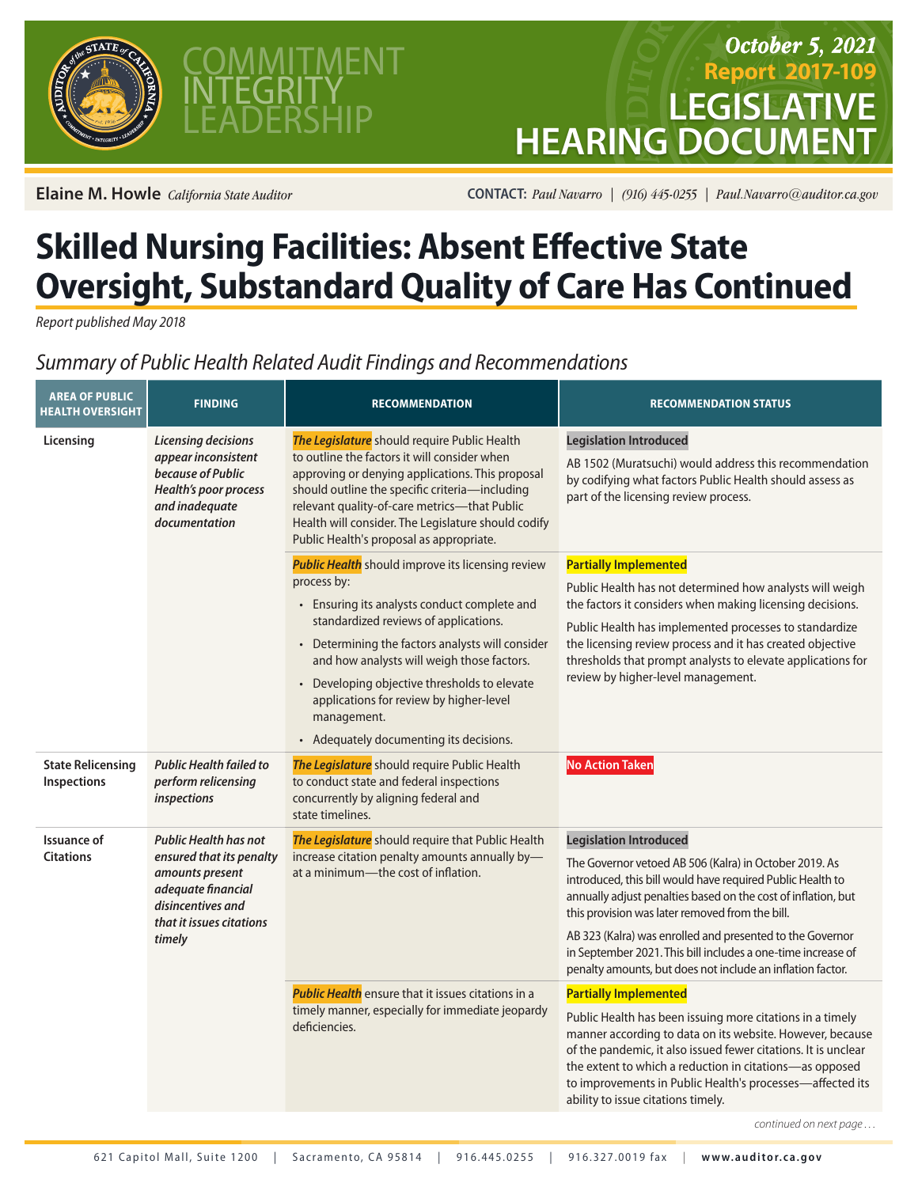COMMITMENT
INTEGRITY
LEADERSHIP

*October 5, 2021*
**Report 2017-109**

# LEGISLATIVE HEARING DOCUMENT

**Elaine M. Howle** *California State Auditor*

**CONTACT:** *Paul Navarro | (916) 445-0255 | Paul.Navarro@auditor.ca.gov*

# Skilled Nursing Facilities: Absent Effective State Oversight, Substandard Quality of Care Has Continued

*Report published May 2018*

## *Summary of Public Health Related Audit Findings and Recommendations*

| AREA OF PUBLIC HEALTH OVERSIGHT | FINDING | RECOMMENDATION | RECOMMENDATION STATUS |
|---|---|---|---|
| Licensing | ***Licensing decisions appear inconsistent because of Public Health's poor process and inadequate documentation*** | ***The Legislature*** should require Public Health to outline the factors it will consider when approving or denying applications. This proposal should outline the specific criteria—including relevant quality-of-care metrics—that Public Health will consider. The Legislature should codify Public Health's proposal as appropriate. | **Legislation Introduced**<br>AB 1502 (Muratsuchi) would address this recommendation by codifying what factors Public Health should assess as part of the licensing review process. |
| | | ***Public Health*** should improve its licensing review process by:<br>• Ensuring its analysts conduct complete and standardized reviews of applications.<br>• Determining the factors analysts will consider and how analysts will weigh those factors.<br>• Developing objective thresholds to elevate applications for review by higher-level management.<br>• Adequately documenting its decisions. | **Partially Implemented**<br>Public Health has not determined how analysts will weigh the factors it considers when making licensing decisions.<br>Public Health has implemented processes to standardize the licensing review process and it has created objective thresholds that prompt analysts to elevate applications for review by higher-level management. |
| State Relicensing Inspections | ***Public Health failed to perform relicensing inspections*** | ***The Legislature*** should require Public Health to conduct state and federal inspections concurrently by aligning federal and state timelines. | **No Action Taken** |
| Issuance of Citations | ***Public Health has not ensured that its penalty amounts present adequate financial disincentives and that it issues citations timely*** | ***The Legislature*** should require that Public Health increase citation penalty amounts annually by—at a minimum—the cost of inflation. | **Legislation Introduced**<br>The Governor vetoed AB 506 (Kalra) in October 2019. As introduced, this bill would have required Public Health to annually adjust penalties based on the cost of inflation, but this provision was later removed from the bill.<br>AB 323 (Kalra) was enrolled and presented to the Governor in September 2021. This bill includes a one-time increase of penalty amounts, but does not include an inflation factor. |
| | | ***Public Health*** ensure that it issues citations in a timely manner, especially for immediate jeopardy deficiencies. | **Partially Implemented**<br>Public Health has been issuing more citations in a timely manner according to data on its website. However, because of the pandemic, it also issued fewer citations. It is unclear the extent to which a reduction in citations—as opposed to improvements in Public Health's processes—affected its ability to issue citations timely. |

*continued on next page . . .*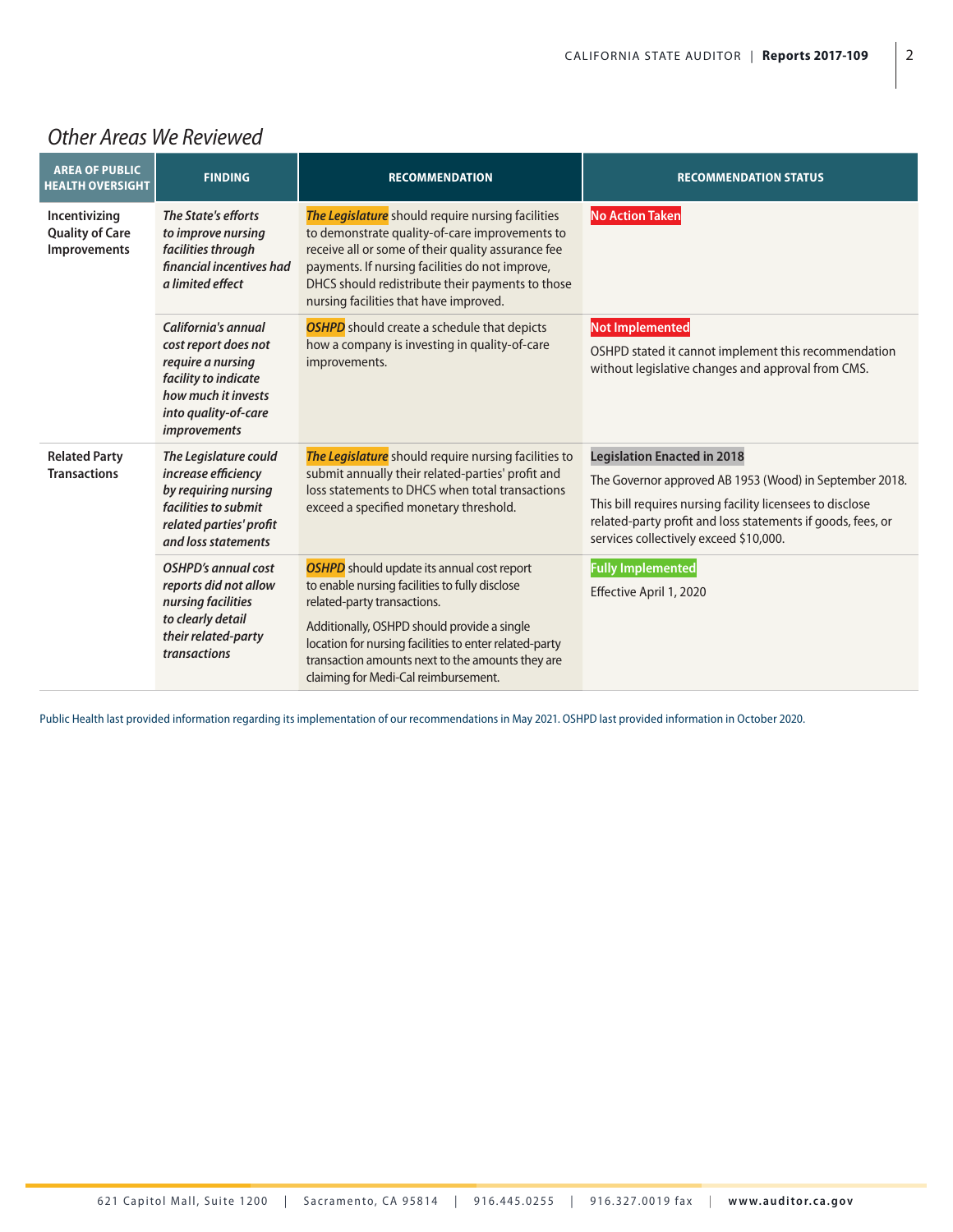## *Other Areas We Reviewed*

| AREA OF PUBLIC HEALTH OVERSIGHT | FINDING | RECOMMENDATION | RECOMMENDATION STATUS |
|---|---|---|---|
| Incentivizing Quality of Care Improvements | *The State's efforts to improve nursing facilities through financial incentives had a limited effect* | ***The Legislature*** should require nursing facilities to demonstrate quality-of-care improvements to receive all or some of their quality assurance fee payments. If nursing facilities do not improve, DHCS should redistribute their payments to those nursing facilities that have improved. | **No Action Taken** |
| | *California's annual cost report does not require a nursing facility to indicate how much it invests into quality-of-care improvements* | ***OSHPD*** should create a schedule that depicts how a company is investing in quality-of-care improvements. | **Not Implemented**<br><br>OSHPD stated it cannot implement this recommendation without legislative changes and approval from CMS. |
| Related Party Transactions | *The Legislature could increase efficiency by requiring nursing facilities to submit related parties' profit and loss statements* | ***The Legislature*** should require nursing facilities to submit annually their related-parties' profit and loss statements to DHCS when total transactions exceed a specified monetary threshold. | **Legislation Enacted in 2018**<br><br>The Governor approved AB 1953 (Wood) in September 2018.<br><br>This bill requires nursing facility licensees to disclose related-party profit and loss statements if goods, fees, or services collectively exceed $10,000. |
| | *OSHPD's annual cost reports did not allow nursing facilities to clearly detail their related-party transactions* | ***OSHPD*** should update its annual cost report to enable nursing facilities to fully disclose related-party transactions.<br><br>Additionally, OSHPD should provide a single location for nursing facilities to enter related-party transaction amounts next to the amounts they are claiming for Medi-Cal reimbursement. | **Fully Implemented**<br><br>Effective April 1, 2020 |

Public Health last provided information regarding its implementation of our recommendations in May 2021. OSHPD last provided information in October 2020.